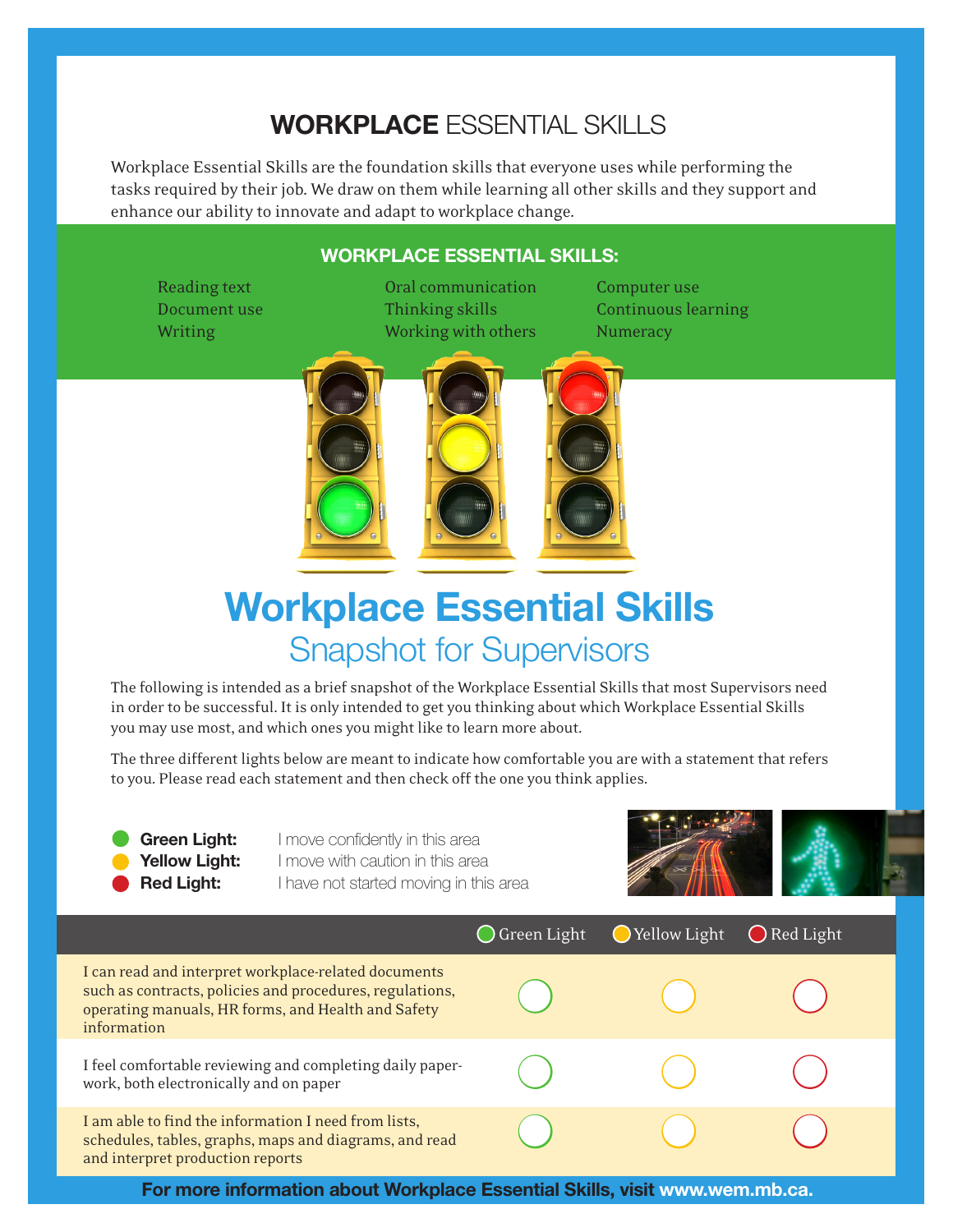# WORKPLACE ESSENTIAL SKILLS

Workplace Essential Skills are the foundation skills that everyone uses while performing the tasks required by their job. We draw on them while learning all other skills and they support and enhance our ability to innovate and adapt to workplace change.

## WORKPLACE ESSENTIAL SKILLS:

- Reading text
- Document use
- Writing
- Oral communication
- Thinking skills
- Working with others
- Computer use
- Continuous learning
- Numeracy

# Workplace Essential Skills

## Snapshot for Supervisors

The following is intended as a brief snapshot of the Workplace Essential Skills that most Supervisors need in order to be successful. It is only intended to get you thinking about which Workplace Essential Skills you may use most, and which ones you might like to learn more about.

The three different lights below are meant to indicate how comfortable you are with a statement that refers to you. Please read each statement and then check off the one you think applies.

- **Green Light:** I move confidently in this area
- **Yellow Light:** I move with caution in this area
- **Red Light:** I have not started moving in this area

| | Green Light | Yellow Light | Red Light |
|---|---|---|---|
| I can read and interpret workplace-related documents such as contracts, policies and procedures, regulations, operating manuals, HR forms, and Health and Safety information | ○ | ○ | ○ |
| I feel comfortable reviewing and completing daily paper-work, both electronically and on paper | ○ | ○ | ○ |
| I am able to find the information I need from lists, schedules, tables, graphs, maps and diagrams, and read and interpret production reports | ○ | ○ | ○ |

**For more information about Workplace Essential Skills, visit www.wem.mb.ca.**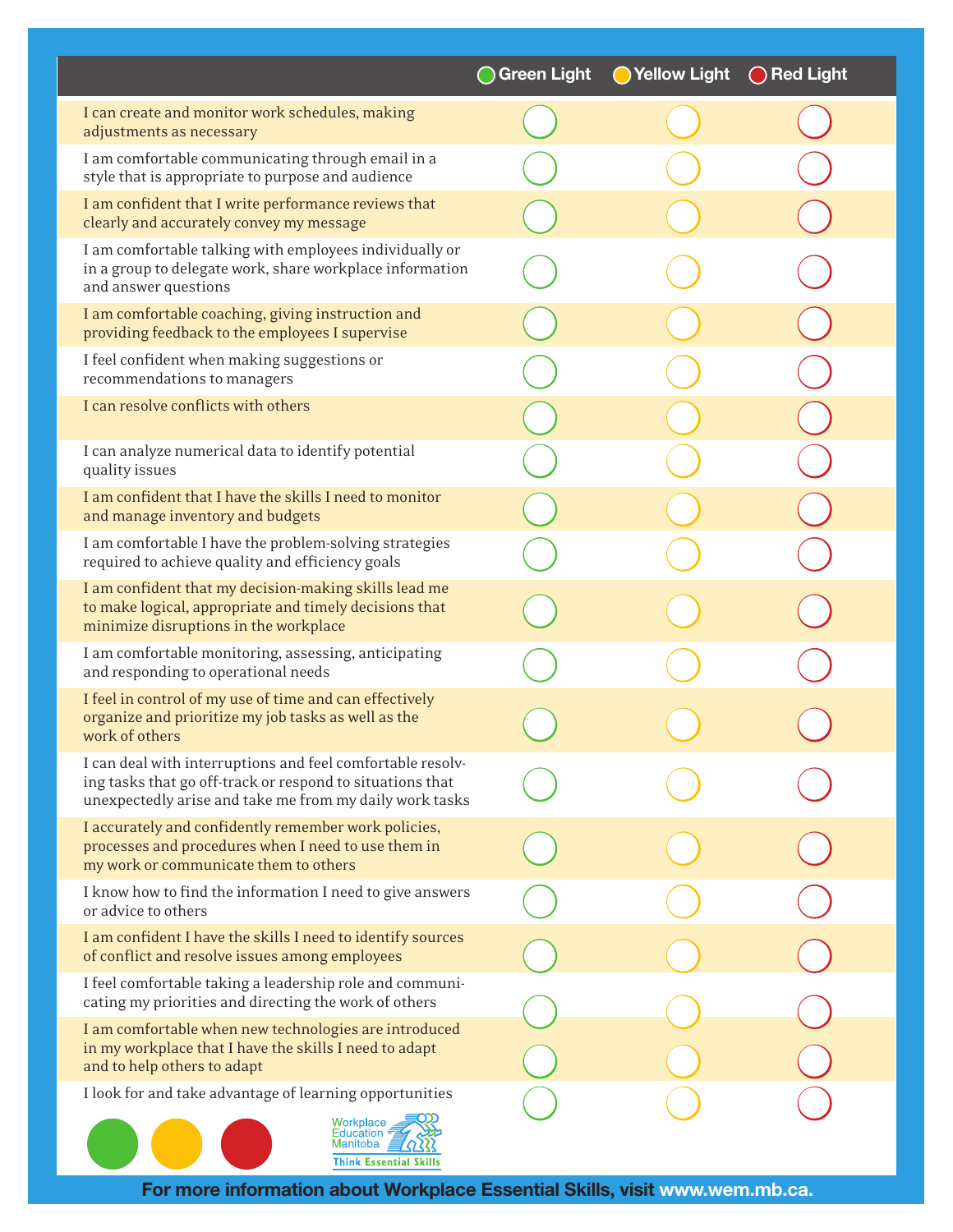| | Green Light | Yellow Light | Red Light |
|---|---|---|---|
| I can create and monitor work schedules, making adjustments as necessary | ○ | ○ | ○ |
| I am comfortable communicating through email in a style that is appropriate to purpose and audience | ○ | ○ | ○ |
| I am confident that I write performance reviews that clearly and accurately convey my message | ○ | ○ | ○ |
| I am comfortable talking with employees individually or in a group to delegate work, share workplace information and answer questions | ○ | ○ | ○ |
| I am comfortable coaching, giving instruction and providing feedback to the employees I supervise | ○ | ○ | ○ |
| I feel confident when making suggestions or recommendations to managers | ○ | ○ | ○ |
| I can resolve conflicts with others | ○ | ○ | ○ |
| I can analyze numerical data to identify potential quality issues | ○ | ○ | ○ |
| I am confident that I have the skills I need to monitor and manage inventory and budgets | ○ | ○ | ○ |
| I am comfortable I have the problem-solving strategies required to achieve quality and efficiency goals | ○ | ○ | ○ |
| I am confident that my decision-making skills lead me to make logical, appropriate and timely decisions that minimize disruptions in the workplace | ○ | ○ | ○ |
| I am comfortable monitoring, assessing, anticipating and responding to operational needs | ○ | ○ | ○ |
| I feel in control of my use of time and can effectively organize and prioritize my job tasks as well as the work of others | ○ | ○ | ○ |
| I can deal with interruptions and feel comfortable resolving tasks that go off-track or respond to situations that unexpectedly arise and take me from my daily work tasks | ○ | ○ | ○ |
| I accurately and confidently remember work policies, processes and procedures when I need to use them in my work or communicate them to others | ○ | ○ | ○ |
| I know how to find the information I need to give answers or advice to others | ○ | ○ | ○ |
| I am confident I have the skills I need to identify sources of conflict and resolve issues among employees | ○ | ○ | ○ |
| I feel comfortable taking a leadership role and communicating my priorities and directing the work of others | ○ | ○ | ○ |
| I am comfortable when new technologies are introduced in my workplace that I have the skills I need to adapt and to help others to adapt | ○ | ○ | ○ |
| I look for and take advantage of learning opportunities | ○ | ○ | ○ |

Workplace Education Manitoba

Think Essential Skills

**For more information about Workplace Essential Skills, visit www.wem.mb.ca.**